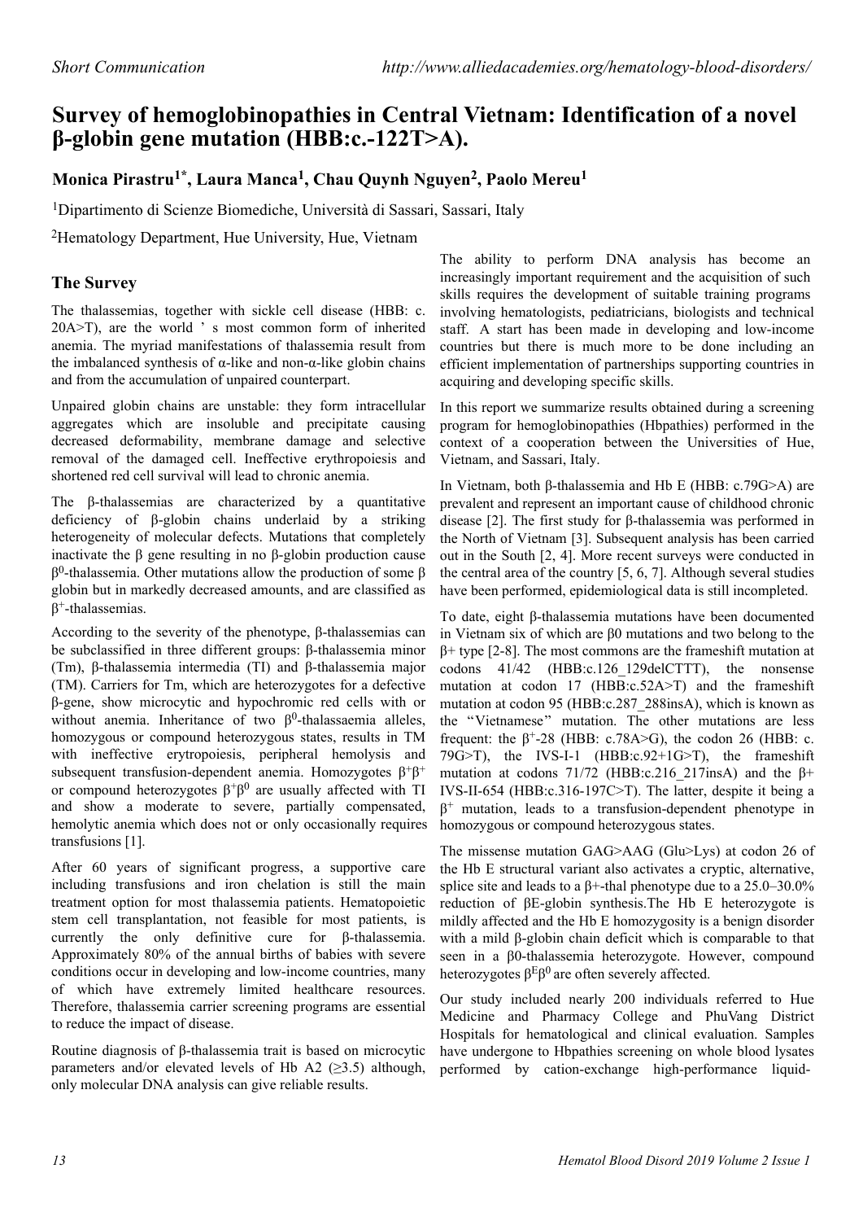Short Communication http://www.alliedacademies.org/hematology-blood-disorders/

# Survey of hemoglobinopathies in Central Vietnam: Identification of a novel β-globin gene mutation (HBB:c.-122T>A).

**Monica Pirastru[1*], Laura Manca[1], Chau Quynh Nguyen[2], Paolo Mereu[1]**

[1]Dipartimento di Scienze Biomediche, Università di Sassari, Sassari, Italy

[2]Hematology Department, Hue University, Hue, Vietnam

## The Survey

The thalassemias, together with sickle cell disease (HBB: c. 20A>T), are the world ' s most common form of inherited anemia. The myriad manifestations of thalassemia result from the imbalanced synthesis of α-like and non-α-like globin chains and from the accumulation of unpaired counterpart.

Unpaired globin chains are unstable: they form intracellular aggregates which are insoluble and precipitate causing decreased deformability, membrane damage and selective removal of the damaged cell. Ineffective erythropoiesis and shortened red cell survival will lead to chronic anemia.

The β-thalassemias are characterized by a quantitative deficiency of β-globin chains underlaid by a striking heterogeneity of molecular defects. Mutations that completely inactivate the β gene resulting in no β-globin production cause $\beta^0$-thalassemia. Other mutations allow the production of some β globin but in markedly decreased amounts, and are classified as $\beta^+$-thalassemias.

According to the severity of the phenotype, β-thalassemias can be subclassified in three different groups: β-thalassemia minor (Tm), β-thalassemia intermedia (TI) and β-thalassemia major (TM). Carriers for Tm, which are heterozygotes for a defective β-gene, show microcytic and hypochromic red cells with or without anemia. Inheritance of two $\beta^0$-thalassaemia alleles, homozygous or compound heterozygous states, results in TM with ineffective erytropoiesis, peripheral hemolysis and subsequent transfusion-dependent anemia. Homozygotes $\beta^+\beta^+$ or compound heterozygotes $\beta^+\beta^0$ are usually affected with TI and show a moderate to severe, partially compensated, hemolytic anemia which does not or only occasionally requires transfusions [1].

After 60 years of significant progress, a supportive care including transfusions and iron chelation is still the main treatment option for most thalassemia patients. Hematopoietic stem cell transplantation, not feasible for most patients, is currently the only definitive cure for β-thalassemia. Approximately 80% of the annual births of babies with severe conditions occur in developing and low-income countries, many of which have extremely limited healthcare resources. Therefore, thalassemia carrier screening programs are essential to reduce the impact of disease.

Routine diagnosis of β-thalassemia trait is based on microcytic parameters and/or elevated levels of Hb A2 (≥3.5) although, only molecular DNA analysis can give reliable results.

The ability to perform DNA analysis has become an increasingly important requirement and the acquisition of such skills requires the development of suitable training programs involving hematologists, pediatricians, biologists and technical staff. A start has been made in developing and low-income countries but there is much more to be done including an efficient implementation of partnerships supporting countries in acquiring and developing specific skills.

In this report we summarize results obtained during a screening program for hemoglobinopathies (Hbpathies) performed in the context of a cooperation between the Universities of Hue, Vietnam, and Sassari, Italy.

In Vietnam, both β-thalassemia and Hb E (HBB: c.79G>A) are prevalent and represent an important cause of childhood chronic disease [2]. The first study for β-thalassemia was performed in the North of Vietnam [3]. Subsequent analysis has been carried out in the South [2, 4]. More recent surveys were conducted in the central area of the country [5, 6, 7]. Although several studies have been performed, epidemiological data is still incompleted.

To date, eight β-thalassemia mutations have been documented in Vietnam six of which are β0 mutations and two belong to the β+ type [2-8]. The most commons are the frameshift mutation at codons 41/42 (HBB:c.126_129delCTTT), the nonsense mutation at codon 17 (HBB:c.52A>T) and the frameshift mutation at codon 95 (HBB:c.287_288insA), which is known as the "Vietnamese" mutation. The other mutations are less frequent: the $\beta^+$-28 (HBB: c.78A>G), the codon 26 (HBB: c. 79G>T), the IVS-I-1 (HBB:c.92+1G>T), the frameshift mutation at codons 71/72 (HBB:c.216_217insA) and the β+ IVS-II-654 (HBB:c.316-197C>T). The latter, despite it being a $\beta^+$ mutation, leads to a transfusion-dependent phenotype in homozygous or compound heterozygous states.

The missense mutation GAG>AAG (Glu>Lys) at codon 26 of the Hb E structural variant also activates a cryptic, alternative, splice site and leads to a β+-thal phenotype due to a 25.0–30.0% reduction of βE-globin synthesis.The Hb E heterozygote is mildly affected and the Hb E homozygosity is a benign disorder with a mild β-globin chain deficit which is comparable to that seen in a β0-thalassemia heterozygote. However, compound heterozygotes $\beta^E\beta^0$ are often severely affected.

Our study included nearly 200 individuals referred to Hue Medicine and Pharmacy College and PhuVang District Hospitals for hematological and clinical evaluation. Samples have undergone to Hbpathies screening on whole blood lysates performed by cation-exchange high-performance liquid-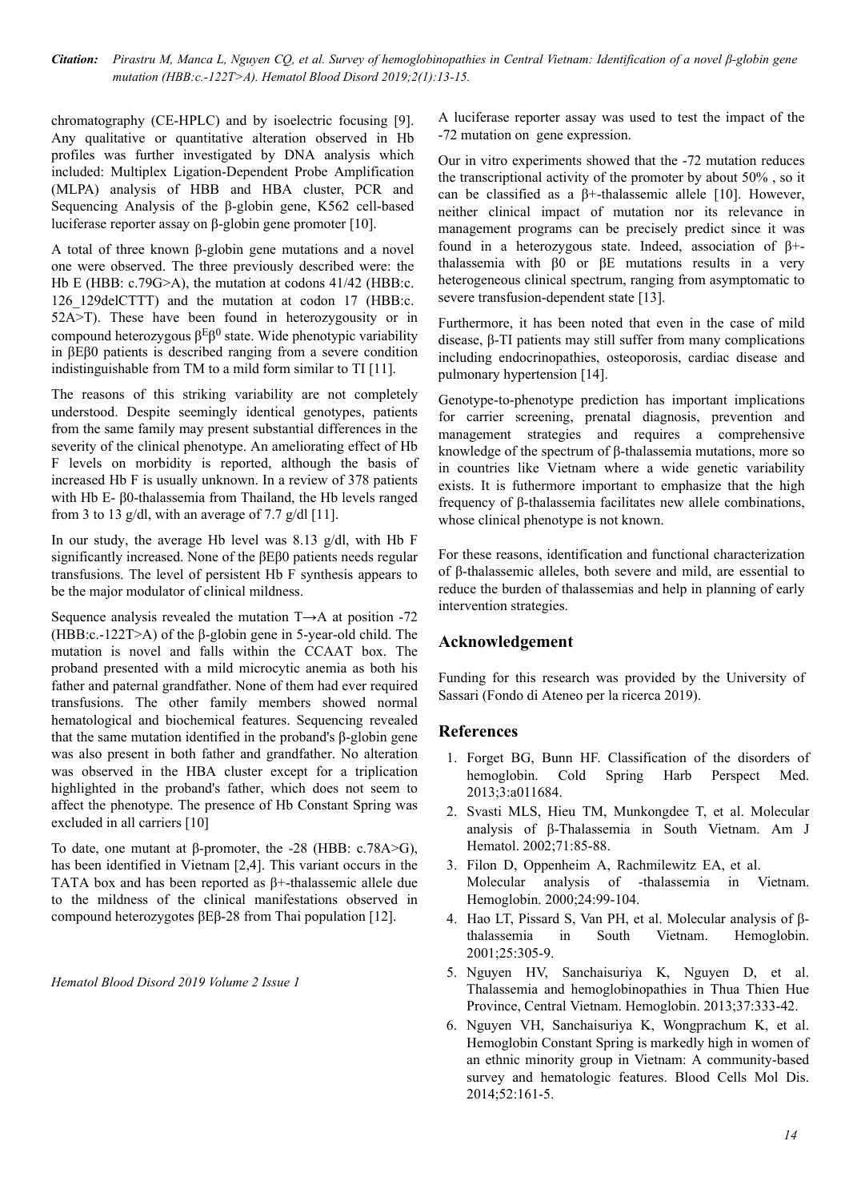chromatography (CE-HPLC) and by isoelectric focusing [9]. Any qualitative or quantitative alteration observed in Hb profiles was further investigated by DNA analysis which included: Multiplex Ligation-Dependent Probe Amplification (MLPA) analysis of HBB and HBA cluster, PCR and Sequencing Analysis of the β-globin gene, K562 cell-based luciferase reporter assay on β-globin gene promoter [10].

A total of three known β-globin gene mutations and a novel one were observed. The three previously described were: the Hb E (HBB: c.79G>A), the mutation at codons 41/42 (HBB:c. 126_129delCTTT) and the mutation at codon 17 (HBB:c. 52A>T). These have been found in heterozygousity or in compound heterozygous $\beta^E\beta^0$ state. Wide phenotypic variability in βEβ0 patients is described ranging from a severe condition indistinguishable from TM to a mild form similar to TI [11].

The reasons of this striking variability are not completely understood. Despite seemingly identical genotypes, patients from the same family may present substantial differences in the severity of the clinical phenotype. An ameliorating effect of Hb F levels on morbidity is reported, although the basis of increased Hb F is usually unknown. In a review of 378 patients with Hb E- β0-thalassemia from Thailand, the Hb levels ranged from 3 to 13 g/dl, with an average of 7.7 g/dl [11].

In our study, the average Hb level was 8.13 g/dl, with Hb F significantly increased. None of the βEβ0 patients needs regular transfusions. The level of persistent Hb F synthesis appears to be the major modulator of clinical mildness.

Sequence analysis revealed the mutation T→A at position -72 (HBB:c.-122T>A) of the β-globin gene in 5-year-old child. The mutation is novel and falls within the CCAAT box. The proband presented with a mild microcytic anemia as both his father and paternal grandfather. None of them had ever required transfusions. The other family members showed normal hematological and biochemical features. Sequencing revealed that the same mutation identified in the proband's β-globin gene was also present in both father and grandfather. No alteration was observed in the HBA cluster except for a triplication highlighted in the proband's father, which does not seem to affect the phenotype. The presence of Hb Constant Spring was excluded in all carriers [10]

To date, one mutant at β-promoter, the -28 (HBB: c.78A>G), has been identified in Vietnam [2,4]. This variant occurs in the TATA box and has been reported as β+-thalassemic allele due to the mildness of the clinical manifestations observed in compound heterozygotes βEβ-28 from Thai population [12].

A luciferase reporter assay was used to test the impact of the -72 mutation on gene expression.

Our in vitro experiments showed that the -72 mutation reduces the transcriptional activity of the promoter by about 50% , so it can be classified as a β+-thalassemic allele [10]. However, neither clinical impact of mutation nor its relevance in management programs can be precisely predict since it was found in a heterozygous state. Indeed, association of β+-thalassemia with β0 or βE mutations results in a very heterogeneous clinical spectrum, ranging from asymptomatic to severe transfusion-dependent state [13].

Furthermore, it has been noted that even in the case of mild disease, β-TI patients may still suffer from many complications including endocrinopathies, osteoporosis, cardiac disease and pulmonary hypertension [14].

Genotype-to-phenotype prediction has important implications for carrier screening, prenatal diagnosis, prevention and management strategies and requires a comprehensive knowledge of the spectrum of β-thalassemia mutations, more so in countries like Vietnam where a wide genetic variability exists. It is futhermore important to emphasize that the high frequency of β-thalassemia facilitates new allele combinations, whose clinical phenotype is not known.

For these reasons, identification and functional characterization of β-thalassemic alleles, both severe and mild, are essential to reduce the burden of thalassemias and help in planning of early intervention strategies.

## Acknowledgement

Funding for this research was provided by the University of Sassari (Fondo di Ateneo per la ricerca 2019).

## References

1. Forget BG, Bunn HF. Classification of the disorders of hemoglobin. Cold Spring Harb Perspect Med. 2013;3:a011684.
2. Svasti MLS, Hieu TM, Munkongdee T, et al. Molecular analysis of β-Thalassemia in South Vietnam. Am J Hematol. 2002;71:85-88.
3. Filon D, Oppenheim A, Rachmilewitz EA, et al. Molecular analysis of -thalassemia in Vietnam. Hemoglobin. 2000;24:99-104.
4. Hao LT, Pissard S, Van PH, et al. Molecular analysis of β-thalassemia in South Vietnam. Hemoglobin. 2001;25:305-9.
5. Nguyen HV, Sanchaisuriya K, Nguyen D, et al. Thalassemia and hemoglobinopathies in Thua Thien Hue Province, Central Vietnam. Hemoglobin. 2013;37:333-42.
6. Nguyen VH, Sanchaisuriya K, Wongprachum K, et al. Hemoglobin Constant Spring is markedly high in women of an ethnic minority group in Vietnam: A community-based survey and hematologic features. Blood Cells Mol Dis. 2014;52:161-5.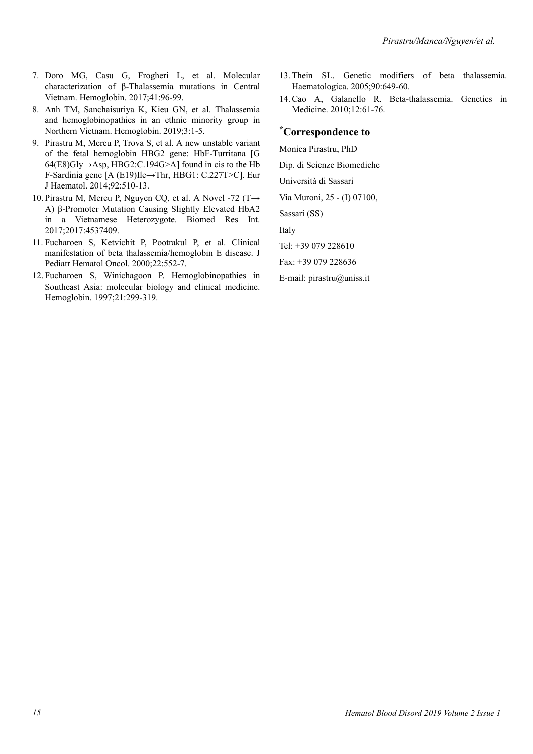7. Doro MG, Casu G, Frogheri L, et al. Molecular characterization of β-Thalassemia mutations in Central Vietnam. Hemoglobin. 2017;41:96-99.
8. Anh TM, Sanchaisuriya K, Kieu GN, et al. Thalassemia and hemoglobinopathies in an ethnic minority group in Northern Vietnam. Hemoglobin. 2019;3:1-5.
9. Pirastru M, Mereu P, Trova S, et al. A new unstable variant of the fetal hemoglobin HBG2 gene: HbF-Turritana [G 64(E8)Gly→Asp, HBG2:C.194G>A] found in cis to the Hb F-Sardinia gene [A (E19)Ile→Thr, HBG1: C.227T>C]. Eur J Haematol. 2014;92:510-13.
10. Pirastru M, Mereu P, Nguyen CQ, et al. A Novel -72 (T→ A) β-Promoter Mutation Causing Slightly Elevated HbA2 in a Vietnamese Heterozygote. Biomed Res Int. 2017;2017:4537409.
11. Fucharoen S, Ketvichit P, Pootrakul P, et al. Clinical manifestation of beta thalassemia/hemoglobin E disease. J Pediatr Hematol Oncol. 2000;22:552-7.
12. Fucharoen S, Winichagoon P. Hemoglobinopathies in Southeast Asia: molecular biology and clinical medicine. Hemoglobin. 1997;21:299-319.
13. Thein SL. Genetic modifiers of beta thalassemia. Haematologica. 2005;90:649-60.
14. Cao A, Galanello R. Beta-thalassemia. Genetics in Medicine. 2010;12:61-76.

## *Correspondence to

Monica Pirastru, PhD

Dip. di Scienze Biomediche

Università di Sassari

Via Muroni, 25 - (I) 07100,

Sassari (SS)

Italy

Tel: +39 079 228610

Fax: +39 079 228636

E-mail: pirastru@uniss.it